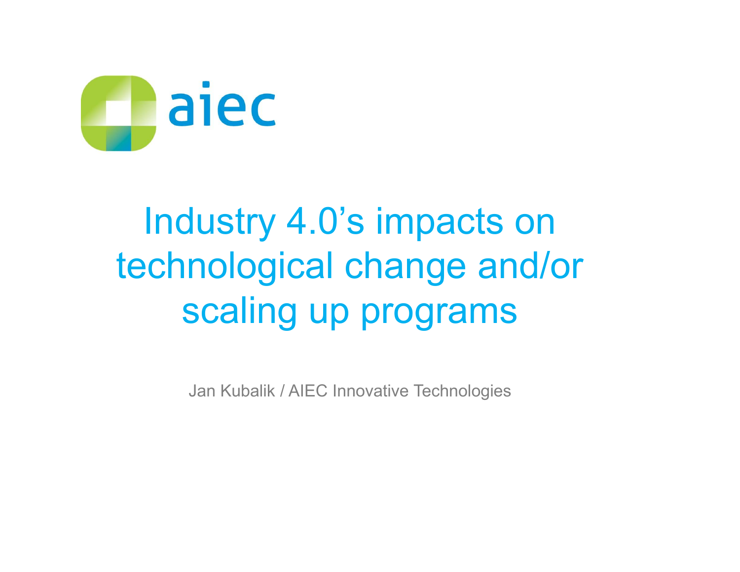aiec

# Industry 4.0’s impacts on technological change and/or scaling up programs

Jan Kubalik / AIEC Innovative Technologies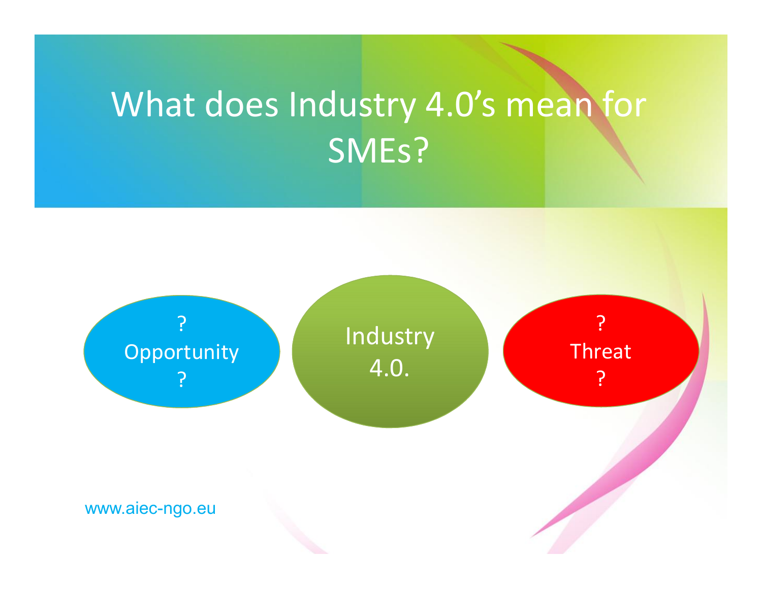# What does Industry 4.0's mean for SMEs?

? Opportunity ?

Industry 4.0.

? Threat ?

www.aiec-ngo.eu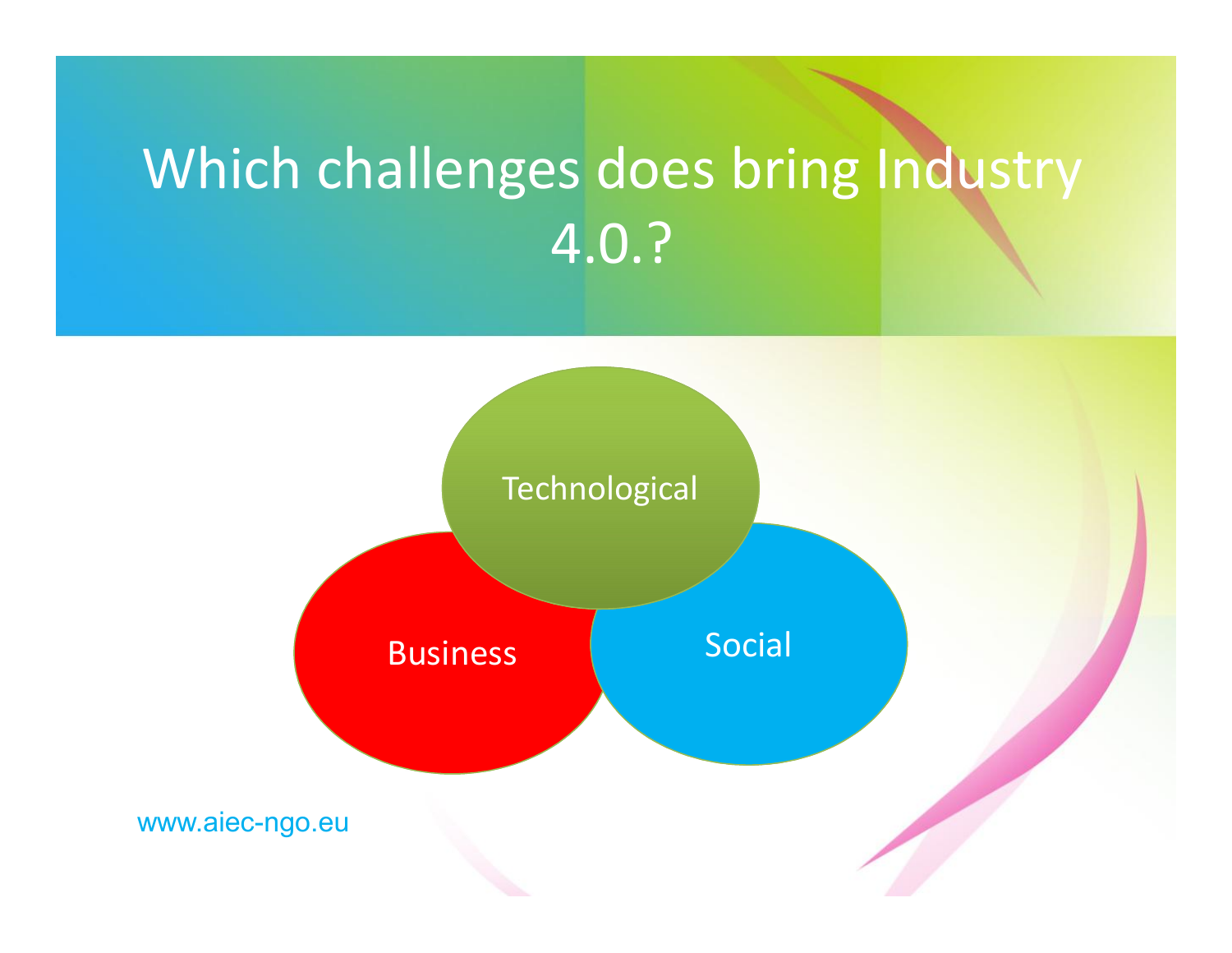# Which challenges does bring Industry 4.0.?

Technological

Business

Social

www.aiec-ngo.eu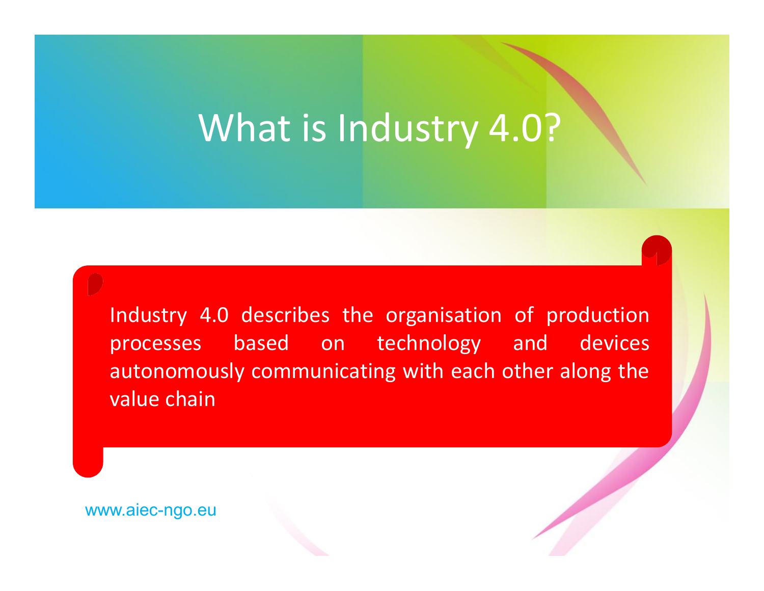# What is Industry 4.0?

Industry 4.0 describes the organisation of production processes based on technology and devices autonomously communicating with each other along the value chain

www.aiec-ngo.eu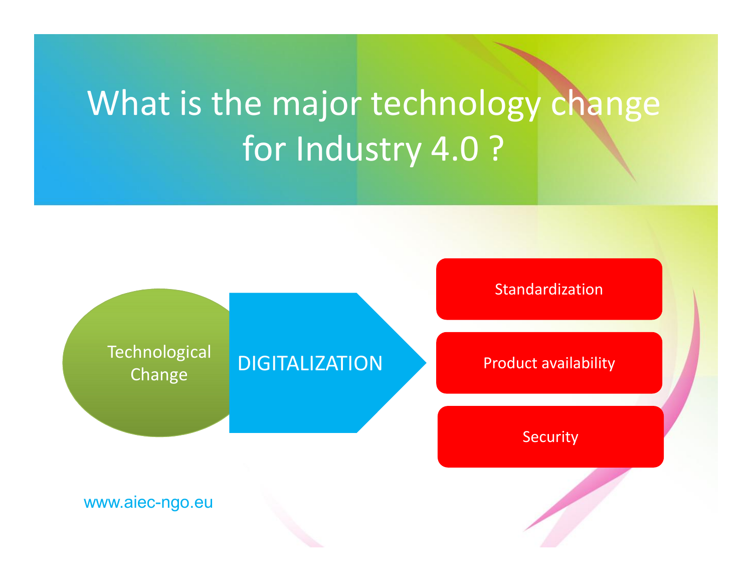# What is the major technology change for Industry 4.0 ?

Technological Change

DIGITALIZATION

Standardization

Product availability

Security

www.aiec-ngo.eu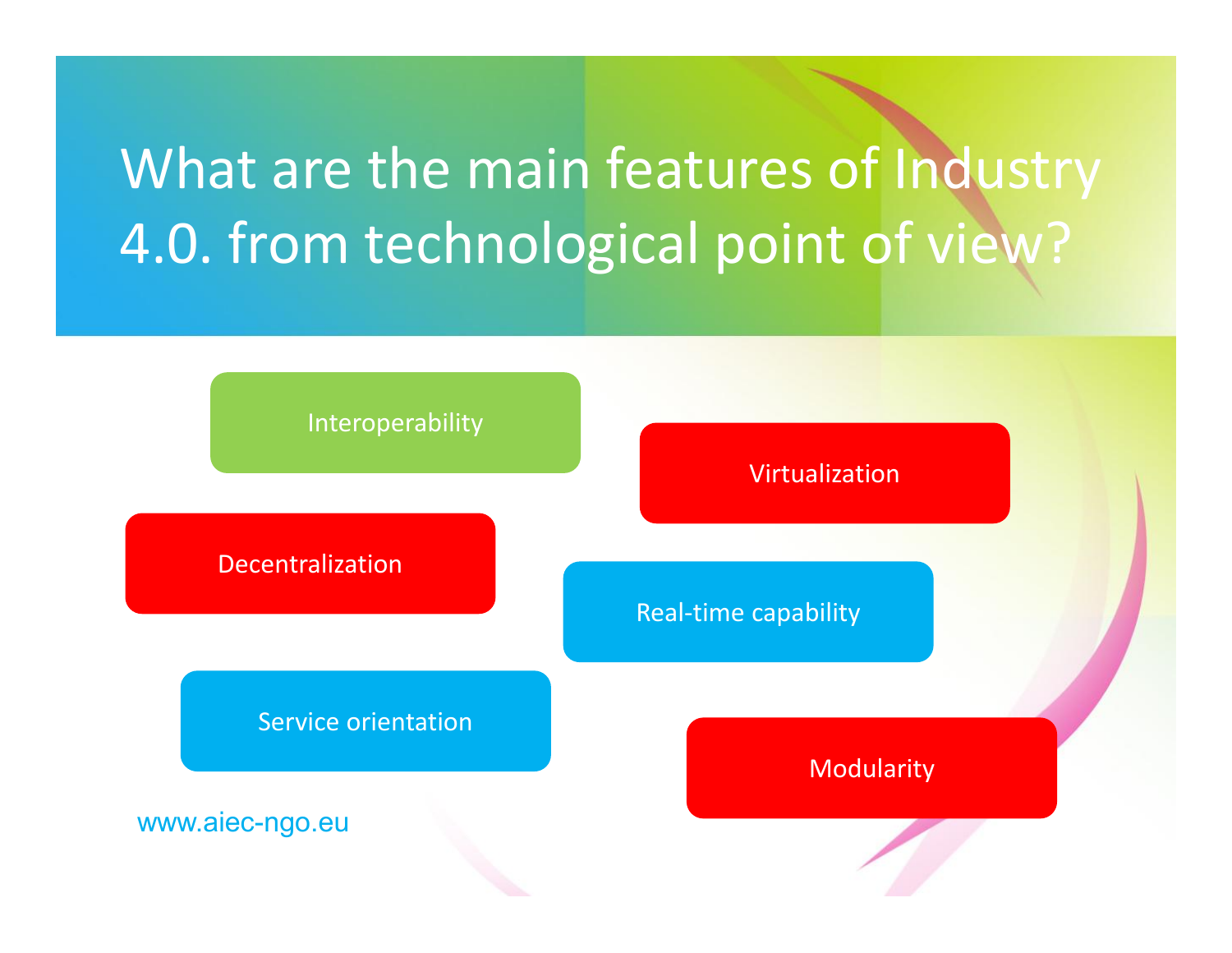# What are the main features of Industry 4.0. from technological point of view?

- Interoperability
- Virtualization
- Decentralization
- Real-time capability
- Service orientation
- Modularity

www.aiec-ngo.eu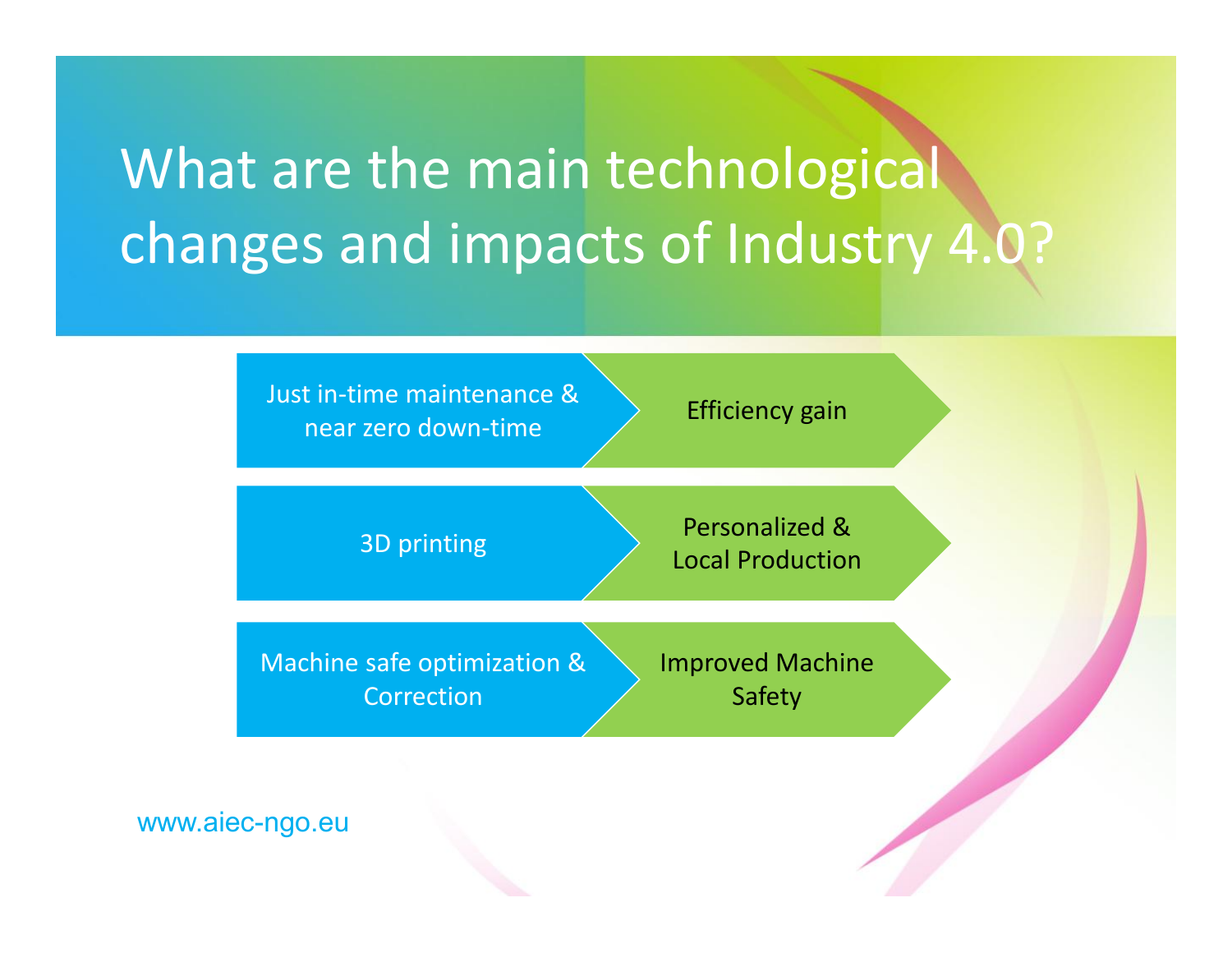# What are the main technological changes and impacts of Industry 4.0?

| | |
|---|---|
| Just in-time maintenance & near zero down-time | Efficiency gain |
| 3D printing | Personalized & Local Production |
| Machine safe optimization & Correction | Improved Machine Safety |

www.aiec-ngo.eu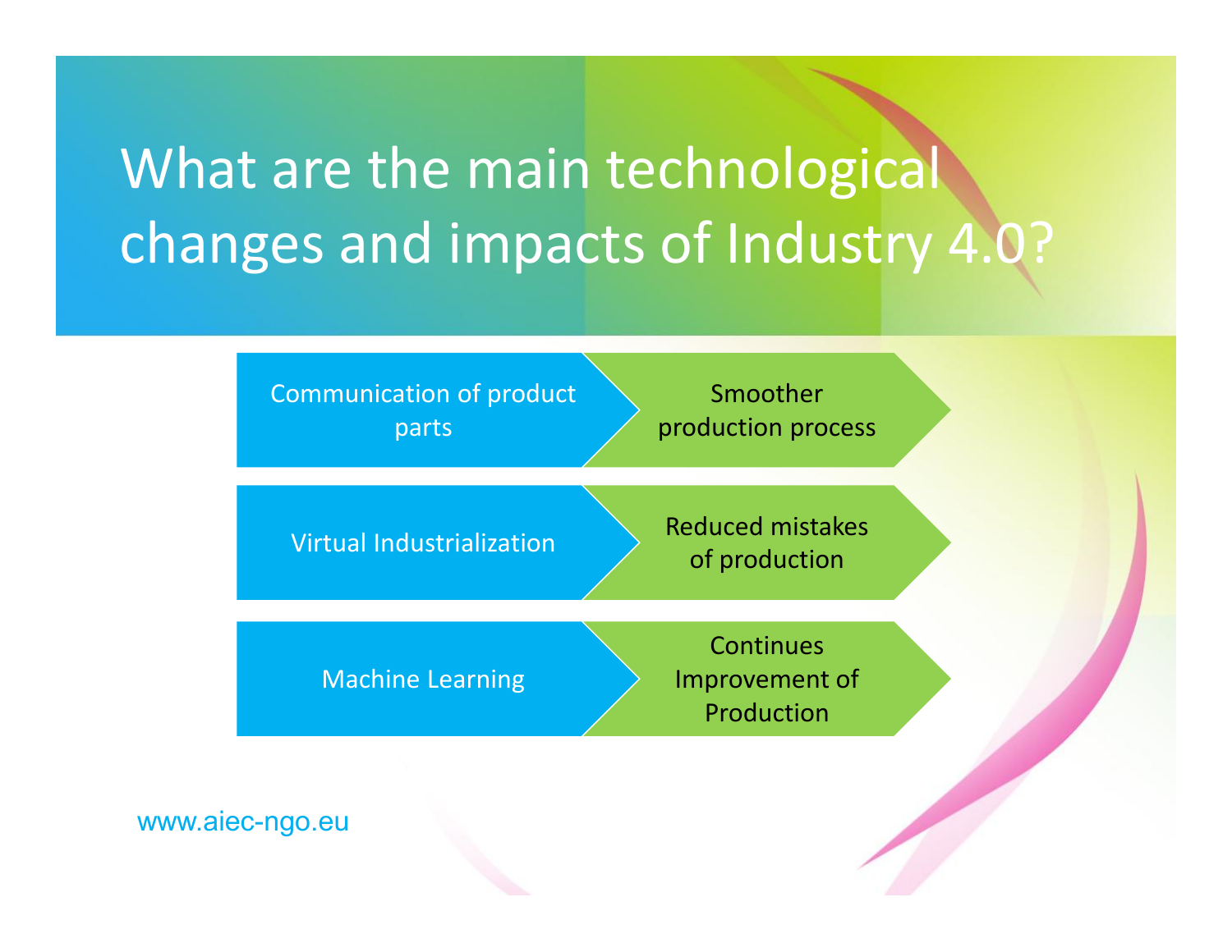# What are the main technological changes and impacts of Industry 4.0?

| | |
|---|---|
| Communication of product parts | Smoother production process |
| Virtual Industrialization | Reduced mistakes of production |
| Machine Learning | Continues Improvement of Production |

www.aiec-ngo.eu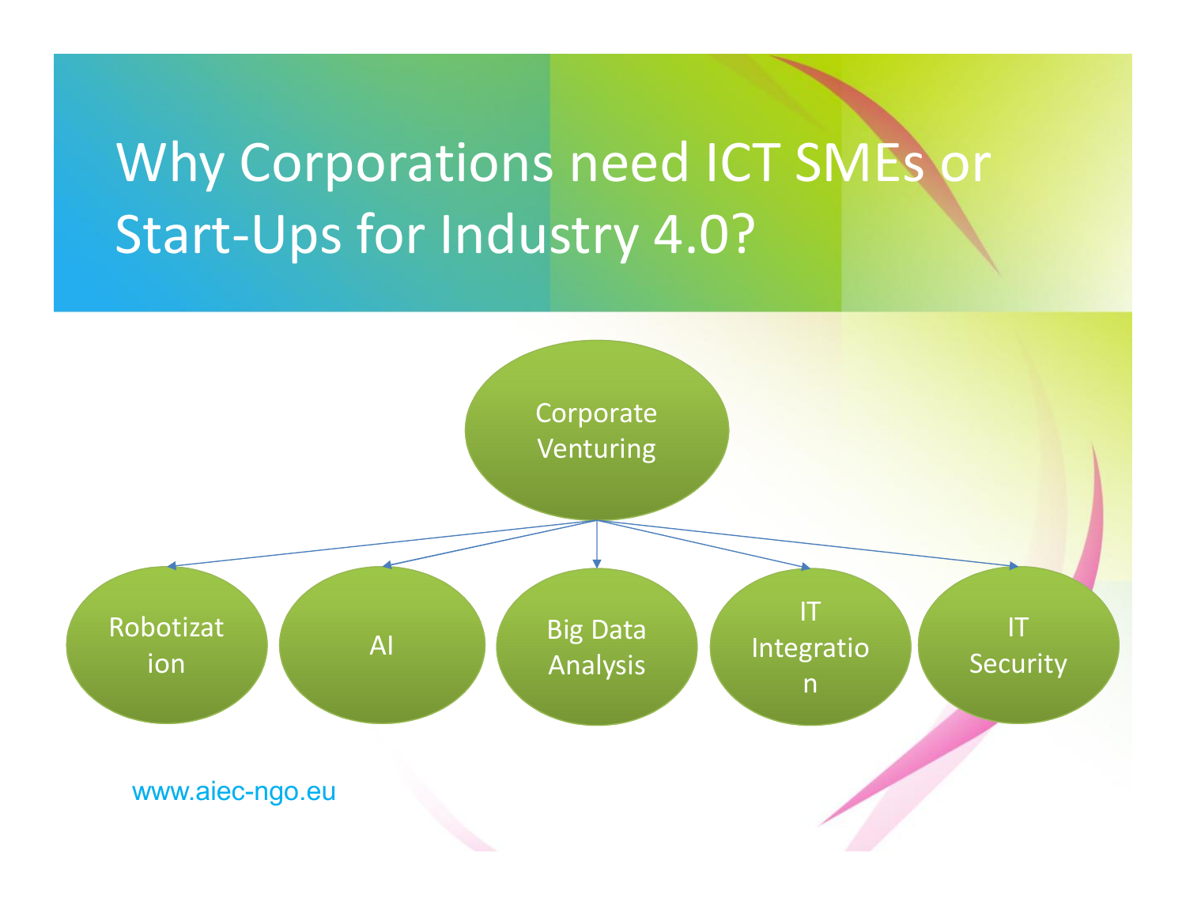# Why Corporations need ICT SMEs or Start-Ups for Industry 4.0?

Corporate Venturing

Robotization

AI

Big Data Analysis

IT Integration

IT Security

www.aiec-ngo.eu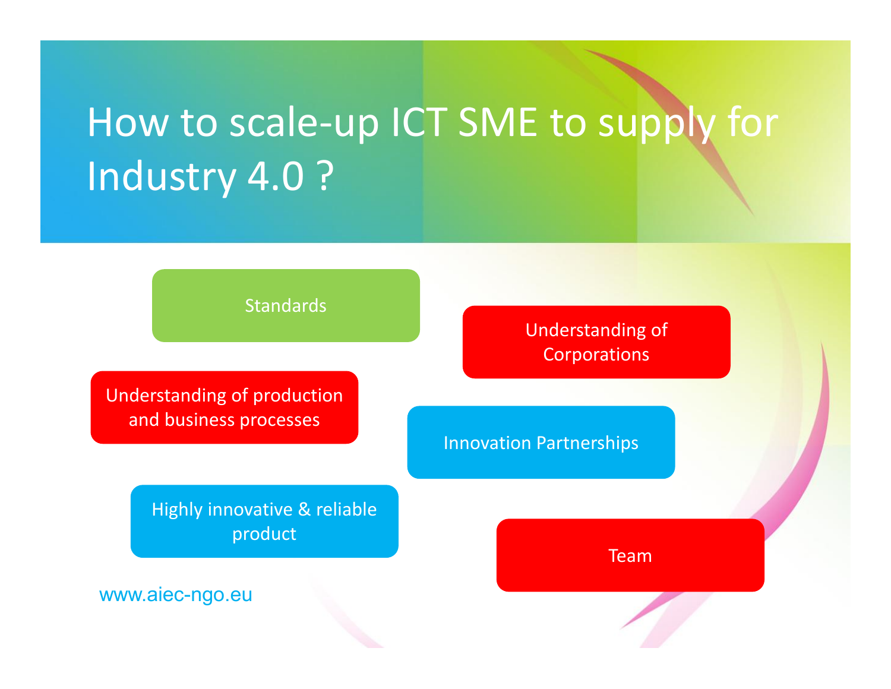# How to scale-up ICT SME to supply for Industry 4.0 ?

- Standards
- Understanding of Corporations
- Understanding of production and business processes
- Innovation Partnerships
- Highly innovative & reliable product
- Team

www.aiec-ngo.eu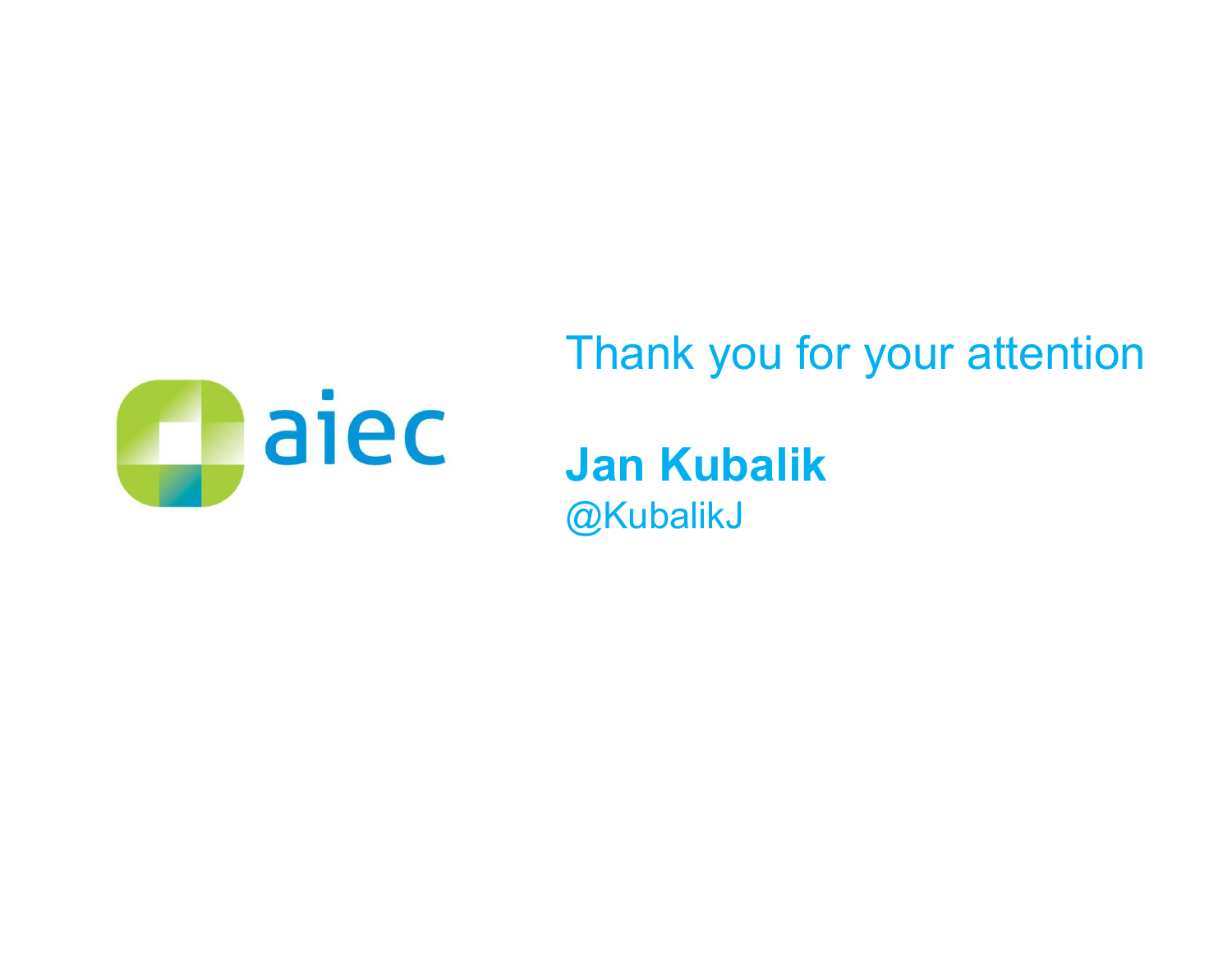aiec

Thank you for your attention

**Jan Kubalik**

@KubalikJ